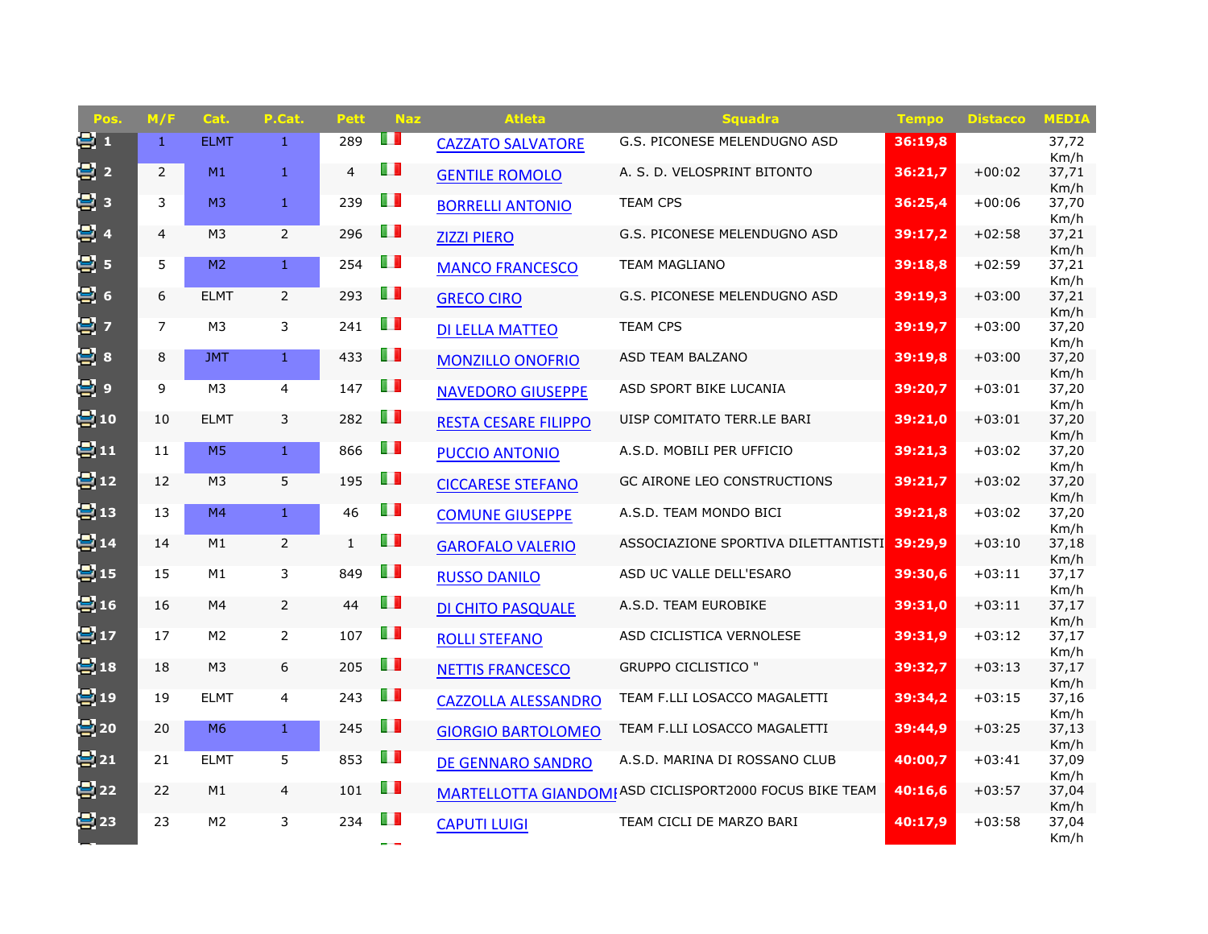| Pos. | M/F | Cat. | P.Cat. | Pett | Naz | Atleta | Squadra | Tempo | Distacco | MEDIA |
|---|---|---|---|---|---|---|---|---|---|---|
| 1 | 1 | ELMT | 1 | 289 | | CAZZATO SALVATORE | G.S. PICONESE MELENDUGNO ASD | 36:19,8 | | 37,72 Km/h |
| 2 | 2 | M1 | 1 | 4 | | GENTILE ROMOLO | A. S. D. VELOSPRINT BITONTO | 36:21,7 | +00:02 | 37,71 Km/h |
| 3 | 3 | M3 | 1 | 239 | | BORRELLI ANTONIO | TEAM CPS | 36:25,4 | +00:06 | 37,70 Km/h |
| 4 | 4 | M3 | 2 | 296 | | ZIZZI PIERO | G.S. PICONESE MELENDUGNO ASD | 39:17,2 | +02:58 | 37,21 Km/h |
| 5 | 5 | M2 | 1 | 254 | | MANCO FRANCESCO | TEAM MAGLIANO | 39:18,8 | +02:59 | 37,21 Km/h |
| 6 | 6 | ELMT | 2 | 293 | | GRECO CIRO | G.S. PICONESE MELENDUGNO ASD | 39:19,3 | +03:00 | 37,21 Km/h |
| 7 | 7 | M3 | 3 | 241 | | DI LELLA MATTEO | TEAM CPS | 39:19,7 | +03:00 | 37,20 Km/h |
| 8 | 8 | JMT | 1 | 433 | | MONZILLO ONOFRIO | ASD TEAM BALZANO | 39:19,8 | +03:00 | 37,20 Km/h |
| 9 | 9 | M3 | 4 | 147 | | NAVEDORO GIUSEPPE | ASD SPORT BIKE LUCANIA | 39:20,7 | +03:01 | 37,20 Km/h |
| 10 | 10 | ELMT | 3 | 282 | | RESTA CESARE FILIPPO | UISP COMITATO TERR.LE BARI | 39:21,0 | +03:01 | 37,20 Km/h |
| 11 | 11 | M5 | 1 | 866 | | PUCCIO ANTONIO | A.S.D. MOBILI PER UFFICIO | 39:21,3 | +03:02 | 37,20 Km/h |
| 12 | 12 | M3 | 5 | 195 | | CICCARESE STEFANO | GC AIRONE LEO CONSTRUCTIONS | 39:21,7 | +03:02 | 37,20 Km/h |
| 13 | 13 | M4 | 1 | 46 | | COMUNE GIUSEPPE | A.S.D. TEAM MONDO BICI | 39:21,8 | +03:02 | 37,20 Km/h |
| 14 | 14 | M1 | 2 | 1 | | GAROFALO VALERIO | ASSOCIAZIONE SPORTIVA DILETTANTISTI | 39:29,9 | +03:10 | 37,18 Km/h |
| 15 | 15 | M1 | 3 | 849 | | RUSSO DANILO | ASD UC VALLE DELL'ESARO | 39:30,6 | +03:11 | 37,17 Km/h |
| 16 | 16 | M4 | 2 | 44 | | DI CHITO PASQUALE | A.S.D. TEAM EUROBIKE | 39:31,0 | +03:11 | 37,17 Km/h |
| 17 | 17 | M2 | 2 | 107 | | ROLLI STEFANO | ASD CICLISTICA VERNOLESE | 39:31,9 | +03:12 | 37,17 Km/h |
| 18 | 18 | M3 | 6 | 205 | | NETTIS FRANCESCO | GRUPPO CICLISTICO " | 39:32,7 | +03:13 | 37,17 Km/h |
| 19 | 19 | ELMT | 4 | 243 | | CAZZOLLA ALESSANDRO | TEAM F.LLI LOSACCO MAGALETTI | 39:34,2 | +03:15 | 37,16 Km/h |
| 20 | 20 | M6 | 1 | 245 | | GIORGIO BARTOLOMEO | TEAM F.LLI LOSACCO MAGALETTI | 39:44,9 | +03:25 | 37,13 Km/h |
| 21 | 21 | ELMT | 5 | 853 | | DE GENNARO SANDRO | A.S.D. MARINA DI ROSSANO CLUB | 40:00,7 | +03:41 | 37,09 Km/h |
| 22 | 22 | M1 | 4 | 101 | | MARTELLOTTA GIANDOMI | ASD CICLISPORT2000 FOCUS BIKE TEAM | 40:16,6 | +03:57 | 37,04 Km/h |
| 23 | 23 | M2 | 3 | 234 | | CAPUTI LUIGI | TEAM CICLI DE MARZO BARI | 40:17,9 | +03:58 | 37,04 Km/h |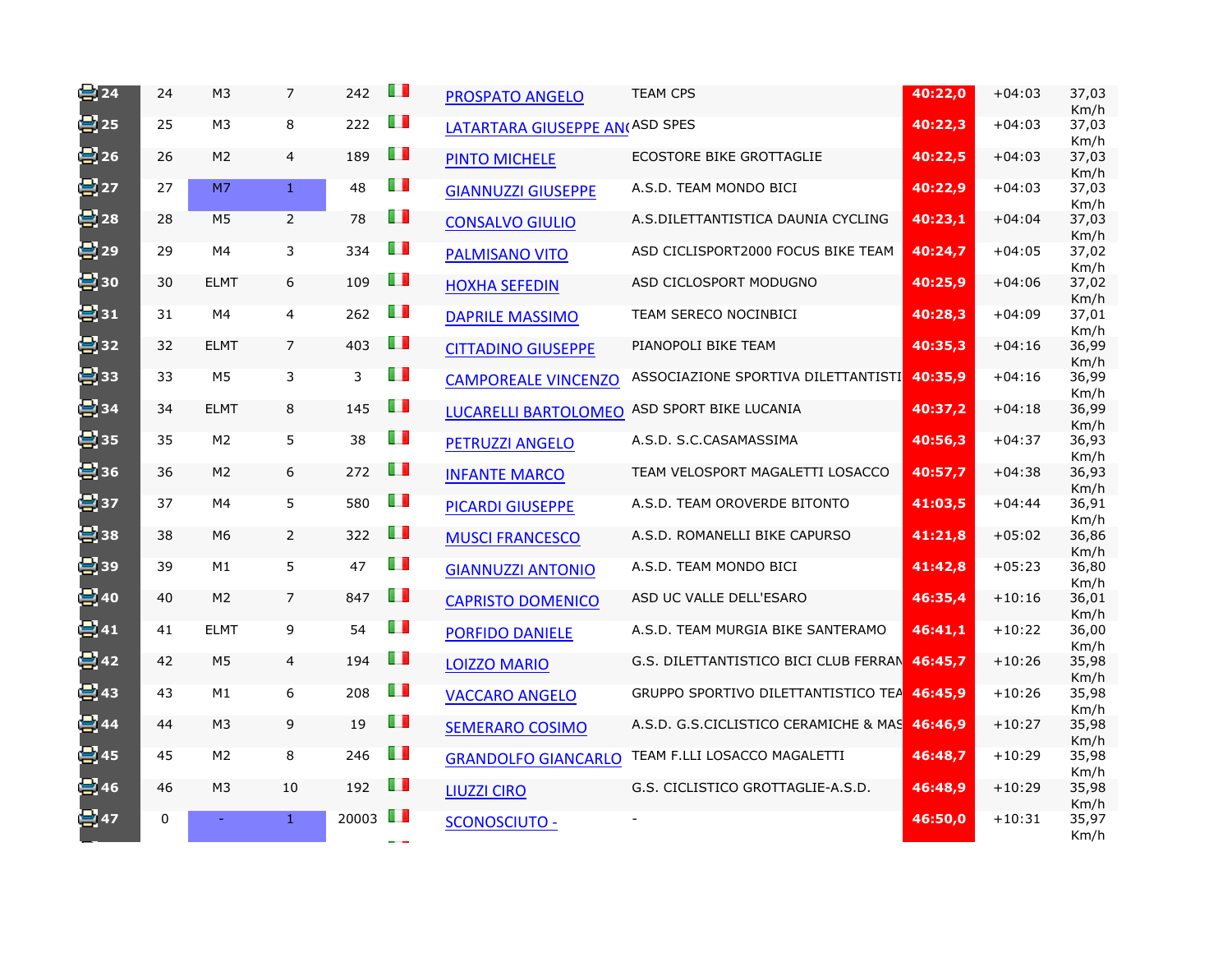| | | | | | | | | | | |
|---|---|---|---|---|---|---|---|---|---|---|
| 24 | 24 | M3 | 7 | 242 | | PROSPATO ANGELO | TEAM CPS | 40:22,0 | +04:03 | 37,03 Km/h |
| 25 | 25 | M3 | 8 | 222 | | LATARTARA GIUSEPPE AN( | ASD SPES | 40:22,3 | +04:03 | 37,03 Km/h |
| 26 | 26 | M2 | 4 | 189 | | PINTO MICHELE | ECOSTORE BIKE GROTTAGLIE | 40:22,5 | +04:03 | 37,03 Km/h |
| 27 | 27 | M7 | 1 | 48 | | GIANNUZZI GIUSEPPE | A.S.D. TEAM MONDO BICI | 40:22,9 | +04:03 | 37,03 Km/h |
| 28 | 28 | M5 | 2 | 78 | | CONSALVO GIULIO | A.S.DILETTANTISTICA DAUNIA CYCLING | 40:23,1 | +04:04 | 37,03 Km/h |
| 29 | 29 | M4 | 3 | 334 | | PALMISANO VITO | ASD CICLISPORT2000 FOCUS BIKE TEAM | 40:24,7 | +04:05 | 37,02 Km/h |
| 30 | 30 | ELMT | 6 | 109 | | HOXHA SEFEDIN | ASD CICLOSPORT MODUGNO | 40:25,9 | +04:06 | 37,02 Km/h |
| 31 | 31 | M4 | 4 | 262 | | DAPRILE MASSIMO | TEAM SERECO NOCINBICI | 40:28,3 | +04:09 | 37,01 Km/h |
| 32 | 32 | ELMT | 7 | 403 | | CITTADINO GIUSEPPE | PIANOPOLI BIKE TEAM | 40:35,3 | +04:16 | 36,99 Km/h |
| 33 | 33 | M5 | 3 | 3 | | CAMPOREALE VINCENZO | ASSOCIAZIONE SPORTIVA DILETTANTISTI | 40:35,9 | +04:16 | 36,99 Km/h |
| 34 | 34 | ELMT | 8 | 145 | | LUCARELLI BARTOLOMEO | ASD SPORT BIKE LUCANIA | 40:37,2 | +04:18 | 36,99 Km/h |
| 35 | 35 | M2 | 5 | 38 | | PETRUZZI ANGELO | A.S.D. S.C.CASAMASSIMA | 40:56,3 | +04:37 | 36,93 Km/h |
| 36 | 36 | M2 | 6 | 272 | | INFANTE MARCO | TEAM VELOSPORT MAGALETTI LOSACCO | 40:57,7 | +04:38 | 36,93 Km/h |
| 37 | 37 | M4 | 5 | 580 | | PICARDI GIUSEPPE | A.S.D. TEAM OROVERDE BITONTO | 41:03,5 | +04:44 | 36,91 Km/h |
| 38 | 38 | M6 | 2 | 322 | | MUSCI FRANCESCO | A.S.D. ROMANELLI BIKE CAPURSO | 41:21,8 | +05:02 | 36,86 Km/h |
| 39 | 39 | M1 | 5 | 47 | | GIANNUZZI ANTONIO | A.S.D. TEAM MONDO BICI | 41:42,8 | +05:23 | 36,80 Km/h |
| 40 | 40 | M2 | 7 | 847 | | CAPRISTO DOMENICO | ASD UC VALLE DELL'ESARO | 46:35,4 | +10:16 | 36,01 Km/h |
| 41 | 41 | ELMT | 9 | 54 | | PORFIDO DANIELE | A.S.D. TEAM MURGIA BIKE SANTERAMO | 46:41,1 | +10:22 | 36,00 Km/h |
| 42 | 42 | M5 | 4 | 194 | | LOIZZO MARIO | G.S. DILETTANTISTICO BICI CLUB FERRAN | 46:45,7 | +10:26 | 35,98 Km/h |
| 43 | 43 | M1 | 6 | 208 | | VACCARO ANGELO | GRUPPO SPORTIVO DILETTANTISTICO TEA | 46:45,9 | +10:26 | 35,98 Km/h |
| 44 | 44 | M3 | 9 | 19 | | SEMERARO COSIMO | A.S.D. G.S.CICLISTICO CERAMICHE & MAS | 46:46,9 | +10:27 | 35,98 Km/h |
| 45 | 45 | M2 | 8 | 246 | | GRANDOLFO GIANCARLO | TEAM F.LLI LOSACCO MAGALETTI | 46:48,7 | +10:29 | 35,98 Km/h |
| 46 | 46 | M3 | 10 | 192 | | LIUZZI CIRO | G.S. CICLISTICO GROTTAGLIE-A.S.D. | 46:48,9 | +10:29 | 35,98 Km/h |
| 47 | 0 | - | 1 | 20003 | | SCONOSCIUTO - | - | 46:50,0 | +10:31 | 35,97 Km/h |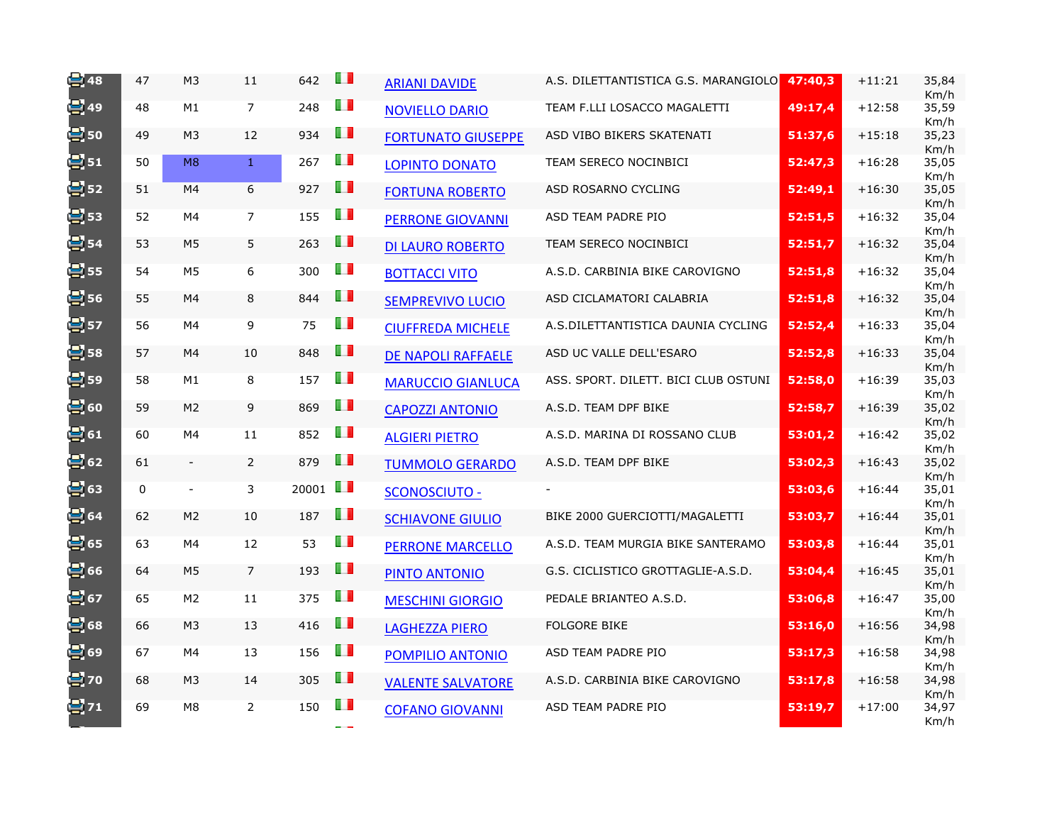| | | | | | | | | | | |
|---|---|---|---|---|---|---|---|---|---|---|
| 48 | 47 | M3 | 11 | 642 | | ARIANI DAVIDE | A.S. DILETTANTISTICA G.S. MARANGIOLO | 47:40,3 | +11:21 | 35,84 Km/h |
| 49 | 48 | M1 | 7 | 248 | | NOVIELLO DARIO | TEAM F.LLI LOSACCO MAGALETTI | 49:17,4 | +12:58 | 35,59 Km/h |
| 50 | 49 | M3 | 12 | 934 | | FORTUNATO GIUSEPPE | ASD VIBO BIKERS SKATENATI | 51:37,6 | +15:18 | 35,23 Km/h |
| 51 | 50 | M8 | 1 | 267 | | LOPINTO DONATO | TEAM SERECO NOCINBICI | 52:47,3 | +16:28 | 35,05 Km/h |
| 52 | 51 | M4 | 6 | 927 | | FORTUNA ROBERTO | ASD ROSARNO CYCLING | 52:49,1 | +16:30 | 35,05 Km/h |
| 53 | 52 | M4 | 7 | 155 | | PERRONE GIOVANNI | ASD TEAM PADRE PIO | 52:51,5 | +16:32 | 35,04 Km/h |
| 54 | 53 | M5 | 5 | 263 | | DI LAURO ROBERTO | TEAM SERECO NOCINBICI | 52:51,7 | +16:32 | 35,04 Km/h |
| 55 | 54 | M5 | 6 | 300 | | BOTTACCI VITO | A.S.D. CARBINIA BIKE CAROVIGNO | 52:51,8 | +16:32 | 35,04 Km/h |
| 56 | 55 | M4 | 8 | 844 | | SEMPREVIVO LUCIO | ASD CICLAMATORI CALABRIA | 52:51,8 | +16:32 | 35,04 Km/h |
| 57 | 56 | M4 | 9 | 75 | | CIUFFREDA MICHELE | A.S.DILETTANTISTICA DAUNIA CYCLING | 52:52,4 | +16:33 | 35,04 Km/h |
| 58 | 57 | M4 | 10 | 848 | | DE NAPOLI RAFFAELE | ASD UC VALLE DELL'ESARO | 52:52,8 | +16:33 | 35,04 Km/h |
| 59 | 58 | M1 | 8 | 157 | | MARUCCIO GIANLUCA | ASS. SPORT. DILETT. BICI CLUB OSTUNI | 52:58,0 | +16:39 | 35,03 Km/h |
| 60 | 59 | M2 | 9 | 869 | | CAPOZZI ANTONIO | A.S.D. TEAM DPF BIKE | 52:58,7 | +16:39 | 35,02 Km/h |
| 61 | 60 | M4 | 11 | 852 | | ALGIERI PIETRO | A.S.D. MARINA DI ROSSANO CLUB | 53:01,2 | +16:42 | 35,02 Km/h |
| 62 | 61 | - | 2 | 879 | | TUMMOLO GERARDO | A.S.D. TEAM DPF BIKE | 53:02,3 | +16:43 | 35,02 Km/h |
| 63 | 0 | - | 3 | 20001 | | SCONOSCIUTO - | - | 53:03,6 | +16:44 | 35,01 Km/h |
| 64 | 62 | M2 | 10 | 187 | | SCHIAVONE GIULIO | BIKE 2000 GUERCIOTTI/MAGALETTI | 53:03,7 | +16:44 | 35,01 Km/h |
| 65 | 63 | M4 | 12 | 53 | | PERRONE MARCELLO | A.S.D. TEAM MURGIA BIKE SANTERAMO | 53:03,8 | +16:44 | 35,01 Km/h |
| 66 | 64 | M5 | 7 | 193 | | PINTO ANTONIO | G.S. CICLISTICO GROTTAGLIE-A.S.D. | 53:04,4 | +16:45 | 35,01 Km/h |
| 67 | 65 | M2 | 11 | 375 | | MESCHINI GIORGIO | PEDALE BRIANTEO A.S.D. | 53:06,8 | +16:47 | 35,00 Km/h |
| 68 | 66 | M3 | 13 | 416 | | LAGHEZZA PIERO | FOLGORE BIKE | 53:16,0 | +16:56 | 34,98 Km/h |
| 69 | 67 | M4 | 13 | 156 | | POMPILIO ANTONIO | ASD TEAM PADRE PIO | 53:17,3 | +16:58 | 34,98 Km/h |
| 70 | 68 | M3 | 14 | 305 | | VALENTE SALVATORE | A.S.D. CARBINIA BIKE CAROVIGNO | 53:17,8 | +16:58 | 34,98 Km/h |
| 71 | 69 | M8 | 2 | 150 | | COFANO GIOVANNI | ASD TEAM PADRE PIO | 53:19,7 | +17:00 | 34,97 Km/h |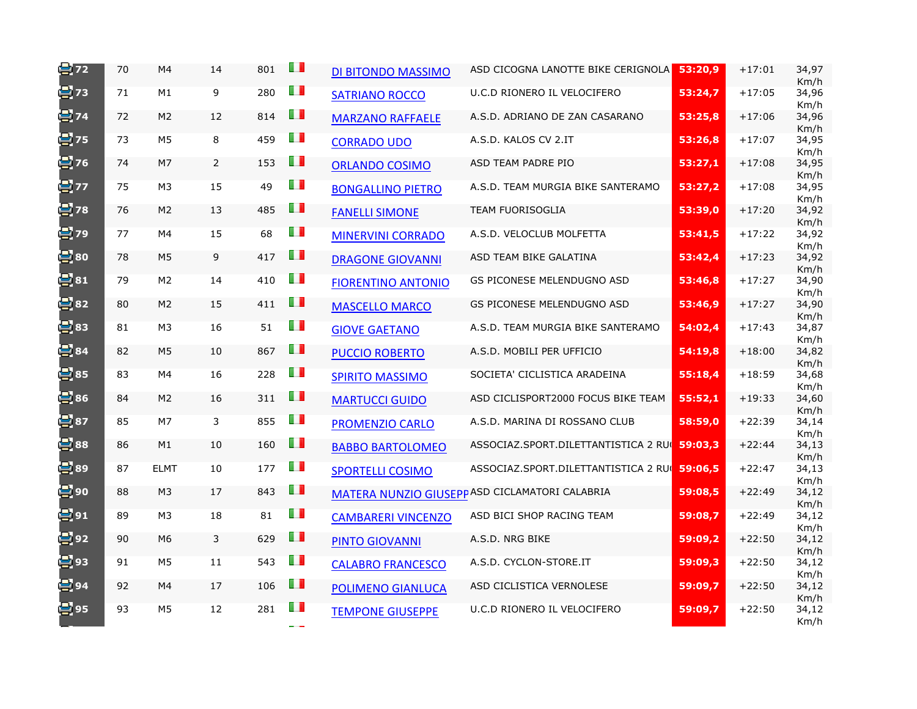| | | | | | | | | | | |
|---|---|---|---|---|---|---|---|---|---|---|
| 72 | 70 | M4 | 14 | 801 | | DI BITONDO MASSIMO | ASD CICOGNA LANOTTE BIKE CERIGNOLA | 53:20,9 | +17:01 | 34,97 Km/h |
| 73 | 71 | M1 | 9 | 280 | | SATRIANO ROCCO | U.C.D RIONERO IL VELOCIFERO | 53:24,7 | +17:05 | 34,96 Km/h |
| 74 | 72 | M2 | 12 | 814 | | MARZANO RAFFAELE | A.S.D. ADRIANO DE ZAN CASARANO | 53:25,8 | +17:06 | 34,96 Km/h |
| 75 | 73 | M5 | 8 | 459 | | CORRADO UDO | A.S.D. KALOS CV 2.IT | 53:26,8 | +17:07 | 34,95 Km/h |
| 76 | 74 | M7 | 2 | 153 | | ORLANDO COSIMO | ASD TEAM PADRE PIO | 53:27,1 | +17:08 | 34,95 Km/h |
| 77 | 75 | M3 | 15 | 49 | | BONGALLINO PIETRO | A.S.D. TEAM MURGIA BIKE SANTERAMO | 53:27,2 | +17:08 | 34,95 Km/h |
| 78 | 76 | M2 | 13 | 485 | | FANELLI SIMONE | TEAM FUORISOGLIA | 53:39,0 | +17:20 | 34,92 Km/h |
| 79 | 77 | M4 | 15 | 68 | | MINERVINI CORRADO | A.S.D. VELOCLUB MOLFETTA | 53:41,5 | +17:22 | 34,92 Km/h |
| 80 | 78 | M5 | 9 | 417 | | DRAGONE GIOVANNI | ASD TEAM BIKE GALATINA | 53:42,4 | +17:23 | 34,92 Km/h |
| 81 | 79 | M2 | 14 | 410 | | FIORENTINO ANTONIO | GS PICONESE MELENDUGNO ASD | 53:46,8 | +17:27 | 34,90 Km/h |
| 82 | 80 | M2 | 15 | 411 | | MASCELLO MARCO | GS PICONESE MELENDUGNO ASD | 53:46,9 | +17:27 | 34,90 Km/h |
| 83 | 81 | M3 | 16 | 51 | | GIOVE GAETANO | A.S.D. TEAM MURGIA BIKE SANTERAMO | 54:02,4 | +17:43 | 34,87 Km/h |
| 84 | 82 | M5 | 10 | 867 | | PUCCIO ROBERTO | A.S.D. MOBILI PER UFFICIO | 54:19,8 | +18:00 | 34,82 Km/h |
| 85 | 83 | M4 | 16 | 228 | | SPIRITO MASSIMO | SOCIETA' CICLISTICA ARADEINA | 55:18,4 | +18:59 | 34,68 Km/h |
| 86 | 84 | M2 | 16 | 311 | | MARTUCCI GUIDO | ASD CICLISPORT2000 FOCUS BIKE TEAM | 55:52,1 | +19:33 | 34,60 Km/h |
| 87 | 85 | M7 | 3 | 855 | | PROMENZIO CARLO | A.S.D. MARINA DI ROSSANO CLUB | 58:59,0 | +22:39 | 34,14 Km/h |
| 88 | 86 | M1 | 10 | 160 | | BABBO BARTOLOMEO | ASSOCIAZ.SPORT.DILETTANTISTICA 2 RU | 59:03,3 | +22:44 | 34,13 Km/h |
| 89 | 87 | ELMT | 10 | 177 | | SPORTELLI COSIMO | ASSOCIAZ.SPORT.DILETTANTISTICA 2 RU | 59:06,5 | +22:47 | 34,13 Km/h |
| 90 | 88 | M3 | 17 | 843 | | MATERA NUNZIO GIUSEPP | ASD CICLAMATORI CALABRIA | 59:08,5 | +22:49 | 34,12 Km/h |
| 91 | 89 | M3 | 18 | 81 | | CAMBARERI VINCENZO | ASD BICI SHOP RACING TEAM | 59:08,7 | +22:49 | 34,12 Km/h |
| 92 | 90 | M6 | 3 | 629 | | PINTO GIOVANNI | A.S.D. NRG BIKE | 59:09,2 | +22:50 | 34,12 Km/h |
| 93 | 91 | M5 | 11 | 543 | | CALABRO FRANCESCO | A.S.D. CYCLON-STORE.IT | 59:09,3 | +22:50 | 34,12 Km/h |
| 94 | 92 | M4 | 17 | 106 | | POLIMENO GIANLUCA | ASD CICLISTICA VERNOLESE | 59:09,7 | +22:50 | 34,12 Km/h |
| 95 | 93 | M5 | 12 | 281 | | TEMPONE GIUSEPPE | U.C.D RIONERO IL VELOCIFERO | 59:09,7 | +22:50 | 34,12 Km/h |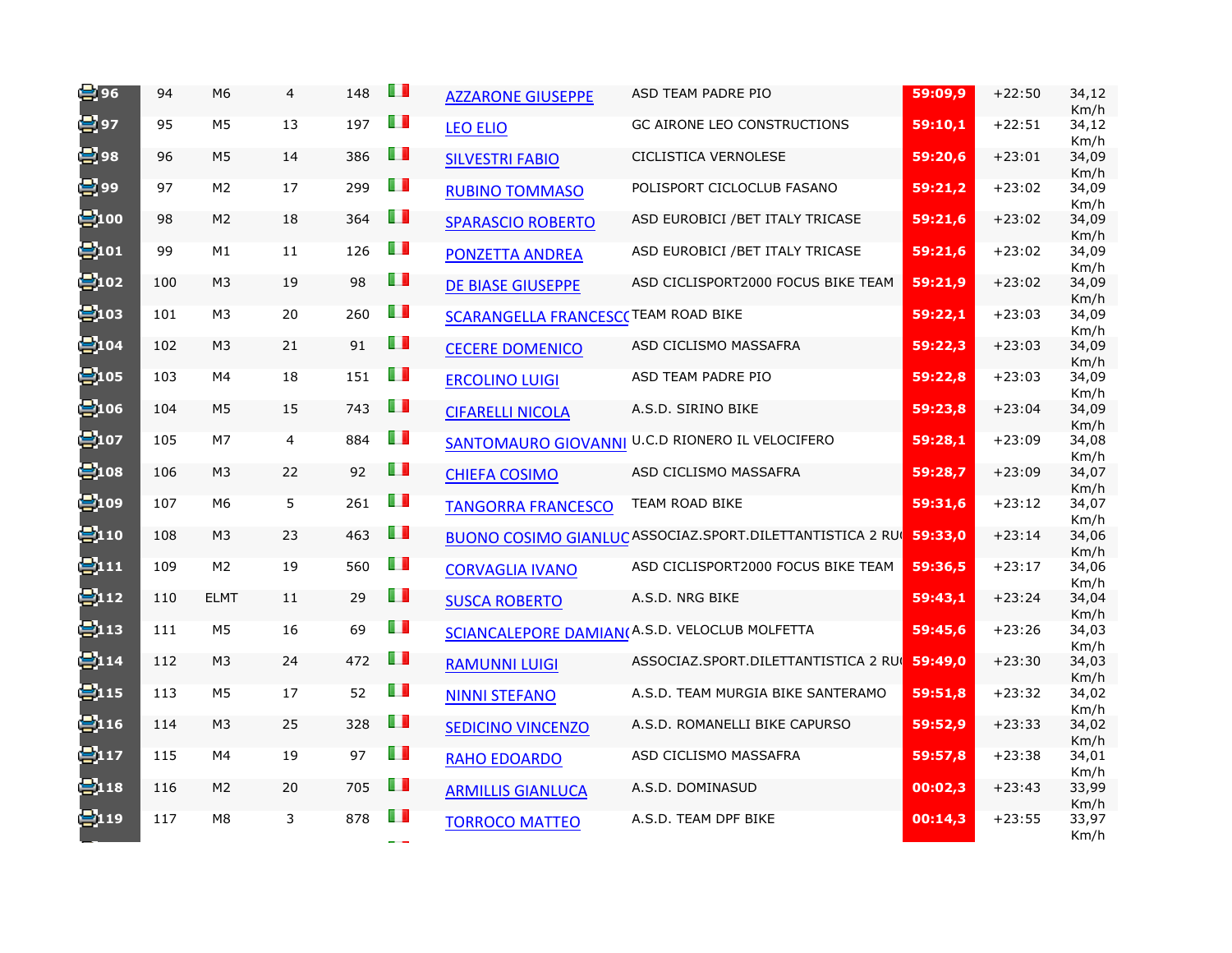| | | | | | | | | | | |
|---|---|---|---|---|---|---|---|---|---|---|
| 96 | 94 | M6 | 4 | 148 | | AZZARONE GIUSEPPE | ASD TEAM PADRE PIO | 59:09,9 | +22:50 | 34,12 Km/h |
| 97 | 95 | M5 | 13 | 197 | | LEO ELIO | GC AIRONE LEO CONSTRUCTIONS | 59:10,1 | +22:51 | 34,12 Km/h |
| 98 | 96 | M5 | 14 | 386 | | SILVESTRI FABIO | CICLISTICA VERNOLESE | 59:20,6 | +23:01 | 34,09 Km/h |
| 99 | 97 | M2 | 17 | 299 | | RUBINO TOMMASO | POLISPORT CICLOCLUB FASANO | 59:21,2 | +23:02 | 34,09 Km/h |
| 100 | 98 | M2 | 18 | 364 | | SPARASCIO ROBERTO | ASD EUROBICI /BET ITALY TRICASE | 59:21,6 | +23:02 | 34,09 Km/h |
| 101 | 99 | M1 | 11 | 126 | | PONZETTA ANDREA | ASD EUROBICI /BET ITALY TRICASE | 59:21,6 | +23:02 | 34,09 Km/h |
| 102 | 100 | M3 | 19 | 98 | | DE BIASE GIUSEPPE | ASD CICLISPORT2000 FOCUS BIKE TEAM | 59:21,9 | +23:02 | 34,09 Km/h |
| 103 | 101 | M3 | 20 | 260 | | SCARANGELLA FRANCESCO | TEAM ROAD BIKE | 59:22,1 | +23:03 | 34,09 Km/h |
| 104 | 102 | M3 | 21 | 91 | | CECERE DOMENICO | ASD CICLISMO MASSAFRA | 59:22,3 | +23:03 | 34,09 Km/h |
| 105 | 103 | M4 | 18 | 151 | | ERCOLINO LUIGI | ASD TEAM PADRE PIO | 59:22,8 | +23:03 | 34,09 Km/h |
| 106 | 104 | M5 | 15 | 743 | | CIFARELLI NICOLA | A.S.D. SIRINO BIKE | 59:23,8 | +23:04 | 34,09 Km/h |
| 107 | 105 | M7 | 4 | 884 | | SANTOMAURO GIOVANNI | U.C.D RIONERO IL VELOCIFERO | 59:28,1 | +23:09 | 34,08 Km/h |
| 108 | 106 | M3 | 22 | 92 | | CHIEFA COSIMO | ASD CICLISMO MASSAFRA | 59:28,7 | +23:09 | 34,07 Km/h |
| 109 | 107 | M6 | 5 | 261 | | TANGORRA FRANCESCO | TEAM ROAD BIKE | 59:31,6 | +23:12 | 34,07 Km/h |
| 110 | 108 | M3 | 23 | 463 | | BUONO COSIMO GIANLUC | ASSOCIAZ.SPORT.DILETTANTISTICA 2 RU | 59:33,0 | +23:14 | 34,06 Km/h |
| 111 | 109 | M2 | 19 | 560 | | CORVAGLIA IVANO | ASD CICLISPORT2000 FOCUS BIKE TEAM | 59:36,5 | +23:17 | 34,06 Km/h |
| 112 | 110 | ELMT | 11 | 29 | | SUSCA ROBERTO | A.S.D. NRG BIKE | 59:43,1 | +23:24 | 34,04 Km/h |
| 113 | 111 | M5 | 16 | 69 | | SCIANCALEPORE DAMIAN | A.S.D. VELOCLUB MOLFETTA | 59:45,6 | +23:26 | 34,03 Km/h |
| 114 | 112 | M3 | 24 | 472 | | RAMUNNI LUIGI | ASSOCIAZ.SPORT.DILETTANTISTICA 2 RU | 59:49,0 | +23:30 | 34,03 Km/h |
| 115 | 113 | M5 | 17 | 52 | | NINNI STEFANO | A.S.D. TEAM MURGIA BIKE SANTERAMO | 59:51,8 | +23:32 | 34,02 Km/h |
| 116 | 114 | M3 | 25 | 328 | | SEDICINO VINCENZO | A.S.D. ROMANELLI BIKE CAPURSO | 59:52,9 | +23:33 | 34,02 Km/h |
| 117 | 115 | M4 | 19 | 97 | | RAHO EDOARDO | ASD CICLISMO MASSAFRA | 59:57,8 | +23:38 | 34,01 Km/h |
| 118 | 116 | M2 | 20 | 705 | | ARMILLIS GIANLUCA | A.S.D. DOMINASUD | 00:02,3 | +23:43 | 33,99 Km/h |
| 119 | 117 | M8 | 3 | 878 | | TORROCO MATTEO | A.S.D. TEAM DPF BIKE | 00:14,3 | +23:55 | 33,97 Km/h |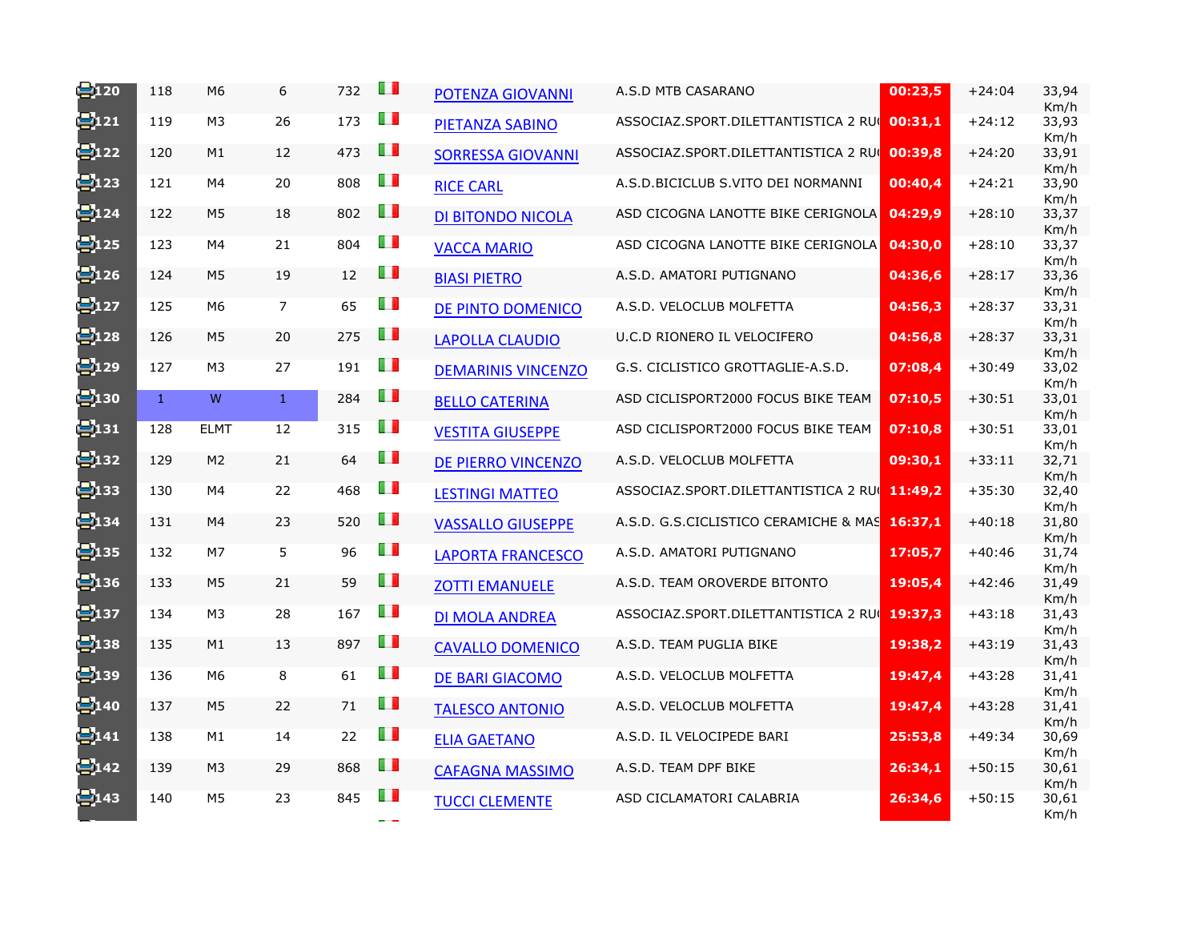| | | | | | | | | | | |
|---|---|---|---|---|---|---|---|---|---|---|
| 120 | 118 | M6 | 6 | 732 | | POTENZA GIOVANNI | A.S.D MTB CASARANO | 00:23,5 | +24:04 | 33,94 Km/h |
| 121 | 119 | M3 | 26 | 173 | | PIETANZA SABINO | ASSOCIAZ.SPORT.DILETTANTISTICA 2 RU | 00:31,1 | +24:12 | 33,93 Km/h |
| 122 | 120 | M1 | 12 | 473 | | SORRESSA GIOVANNI | ASSOCIAZ.SPORT.DILETTANTISTICA 2 RU | 00:39,8 | +24:20 | 33,91 Km/h |
| 123 | 121 | M4 | 20 | 808 | | RICE CARL | A.S.D.BICICLUB S.VITO DEI NORMANNI | 00:40,4 | +24:21 | 33,90 Km/h |
| 124 | 122 | M5 | 18 | 802 | | DI BITONDO NICOLA | ASD CICOGNA LANOTTE BIKE CERIGNOLA | 04:29,9 | +28:10 | 33,37 Km/h |
| 125 | 123 | M4 | 21 | 804 | | VACCA MARIO | ASD CICOGNA LANOTTE BIKE CERIGNOLA | 04:30,0 | +28:10 | 33,37 Km/h |
| 126 | 124 | M5 | 19 | 12 | | BIASI PIETRO | A.S.D. AMATORI PUTIGNANO | 04:36,6 | +28:17 | 33,36 Km/h |
| 127 | 125 | M6 | 7 | 65 | | DE PINTO DOMENICO | A.S.D. VELOCLUB MOLFETTA | 04:56,3 | +28:37 | 33,31 Km/h |
| 128 | 126 | M5 | 20 | 275 | | LAPOLLA CLAUDIO | U.C.D RIONERO IL VELOCIFERO | 04:56,8 | +28:37 | 33,31 Km/h |
| 129 | 127 | M3 | 27 | 191 | | DEMARINIS VINCENZO | G.S. CICLISTICO GROTTAGLIE-A.S.D. | 07:08,4 | +30:49 | 33,02 Km/h |
| 130 | 1 | W | 1 | 284 | | BELLO CATERINA | ASD CICLISPORT2000 FOCUS BIKE TEAM | 07:10,5 | +30:51 | 33,01 Km/h |
| 131 | 128 | ELMT | 12 | 315 | | VESTITA GIUSEPPE | ASD CICLISPORT2000 FOCUS BIKE TEAM | 07:10,8 | +30:51 | 33,01 Km/h |
| 132 | 129 | M2 | 21 | 64 | | DE PIERRO VINCENZO | A.S.D. VELOCLUB MOLFETTA | 09:30,1 | +33:11 | 32,71 Km/h |
| 133 | 130 | M4 | 22 | 468 | | LESTINGI MATTEO | ASSOCIAZ.SPORT.DILETTANTISTICA 2 RU | 11:49,2 | +35:30 | 32,40 Km/h |
| 134 | 131 | M4 | 23 | 520 | | VASSALLO GIUSEPPE | A.S.D. G.S.CICLISTICO CERAMICHE & MAS | 16:37,1 | +40:18 | 31,80 Km/h |
| 135 | 132 | M7 | 5 | 96 | | LAPORTA FRANCESCO | A.S.D. AMATORI PUTIGNANO | 17:05,7 | +40:46 | 31,74 Km/h |
| 136 | 133 | M5 | 21 | 59 | | ZOTTI EMANUELE | A.S.D. TEAM OROVERDE BITONTO | 19:05,4 | +42:46 | 31,49 Km/h |
| 137 | 134 | M3 | 28 | 167 | | DI MOLA ANDREA | ASSOCIAZ.SPORT.DILETTANTISTICA 2 RU | 19:37,3 | +43:18 | 31,43 Km/h |
| 138 | 135 | M1 | 13 | 897 | | CAVALLO DOMENICO | A.S.D. TEAM PUGLIA BIKE | 19:38,2 | +43:19 | 31,43 Km/h |
| 139 | 136 | M6 | 8 | 61 | | DE BARI GIACOMO | A.S.D. VELOCLUB MOLFETTA | 19:47,4 | +43:28 | 31,41 Km/h |
| 140 | 137 | M5 | 22 | 71 | | TALESCO ANTONIO | A.S.D. VELOCLUB MOLFETTA | 19:47,4 | +43:28 | 31,41 Km/h |
| 141 | 138 | M1 | 14 | 22 | | ELIA GAETANO | A.S.D. IL VELOCIPEDE BARI | 25:53,8 | +49:34 | 30,69 Km/h |
| 142 | 139 | M3 | 29 | 868 | | CAFAGNA MASSIMO | A.S.D. TEAM DPF BIKE | 26:34,1 | +50:15 | 30,61 Km/h |
| 143 | 140 | M5 | 23 | 845 | | TUCCI CLEMENTE | ASD CICLAMATORI CALABRIA | 26:34,6 | +50:15 | 30,61 Km/h |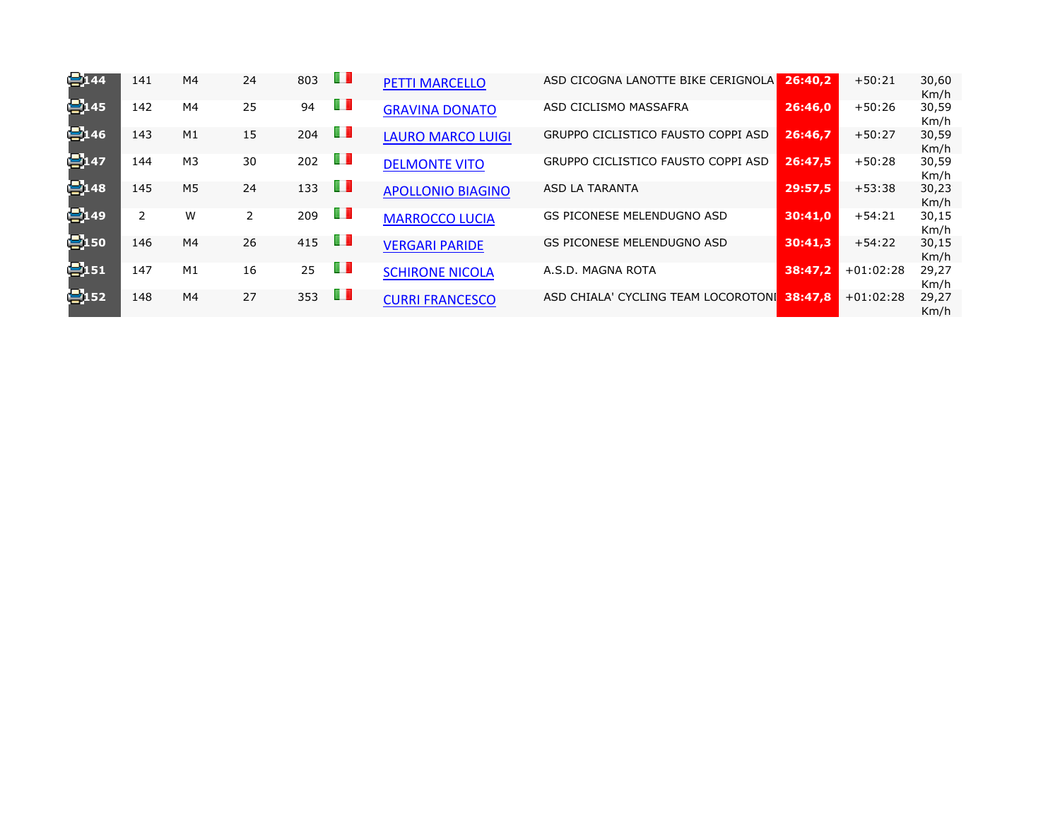| | | | | | | | | | | |
|---|---|---|---|---|---|---|---|---|---|---|
| 144 | 141 | M4 | 24 | 803 | | PETTI MARCELLO | ASD CICOGNA LANOTTE BIKE CERIGNOLA | 26:40,2 | +50:21 | 30,60 Km/h |
| 145 | 142 | M4 | 25 | 94 | | GRAVINA DONATO | ASD CICLISMO MASSAFRA | 26:46,0 | +50:26 | 30,59 Km/h |
| 146 | 143 | M1 | 15 | 204 | | LAURO MARCO LUIGI | GRUPPO CICLISTICO FAUSTO COPPI ASD | 26:46,7 | +50:27 | 30,59 Km/h |
| 147 | 144 | M3 | 30 | 202 | | DELMONTE VITO | GRUPPO CICLISTICO FAUSTO COPPI ASD | 26:47,5 | +50:28 | 30,59 Km/h |
| 148 | 145 | M5 | 24 | 133 | | APOLLONIO BIAGINO | ASD LA TARANTA | 29:57,5 | +53:38 | 30,23 Km/h |
| 149 | 2 | W | 2 | 209 | | MARROCCO LUCIA | GS PICONESE MELENDUGNO ASD | 30:41,0 | +54:21 | 30,15 Km/h |
| 150 | 146 | M4 | 26 | 415 | | VERGARI PARIDE | GS PICONESE MELENDUGNO ASD | 30:41,3 | +54:22 | 30,15 Km/h |
| 151 | 147 | M1 | 16 | 25 | | SCHIRONE NICOLA | A.S.D. MAGNA ROTA | 38:47,2 | +01:02:28 | 29,27 Km/h |
| 152 | 148 | M4 | 27 | 353 | | CURRI FRANCESCO | ASD CHIALA' CYCLING TEAM LOCOROTONI | 38:47,8 | +01:02:28 | 29,27 Km/h |